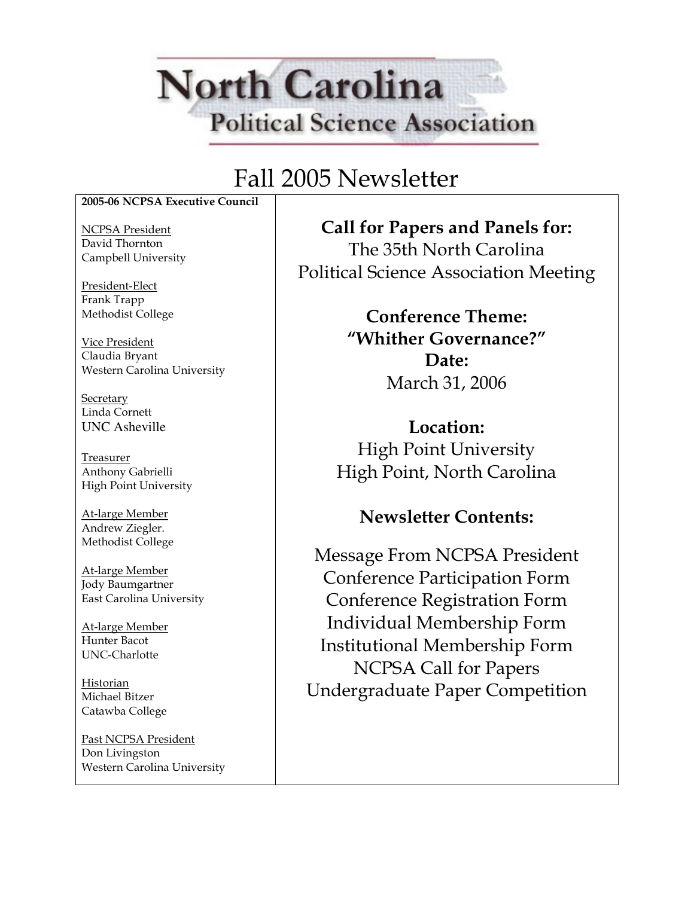# North Carolina Political Science Association

## Fall 2005 Newsletter

**2005-06 NCPSA Executive Council**

NCPSA President
David Thornton
Campbell University

President-Elect
Frank Trapp
Methodist College

Vice President
Claudia Bryant
Western Carolina University

Secretary
Linda Cornett
UNC Asheville

Treasurer
Anthony Gabrielli
High Point University

At-large Member
Andrew Ziegler.
Methodist College

At-large Member
Jody Baumgartner
East Carolina University

At-large Member
Hunter Bacot
UNC-Charlotte

Historian
Michael Bitzer
Catawba College

Past NCPSA President
Don Livingston
Western Carolina University

**Call for Papers and Panels for:**
The 35th North Carolina Political Science Association Meeting

**Conference Theme:**
**"Whither Governance?"**

**Date:**
March 31, 2006

**Location:**
High Point University
High Point, North Carolina

**Newsletter Contents:**

Message From NCPSA President
Conference Participation Form
Conference Registration Form
Individual Membership Form
Institutional Membership Form
NCPSA Call for Papers
Undergraduate Paper Competition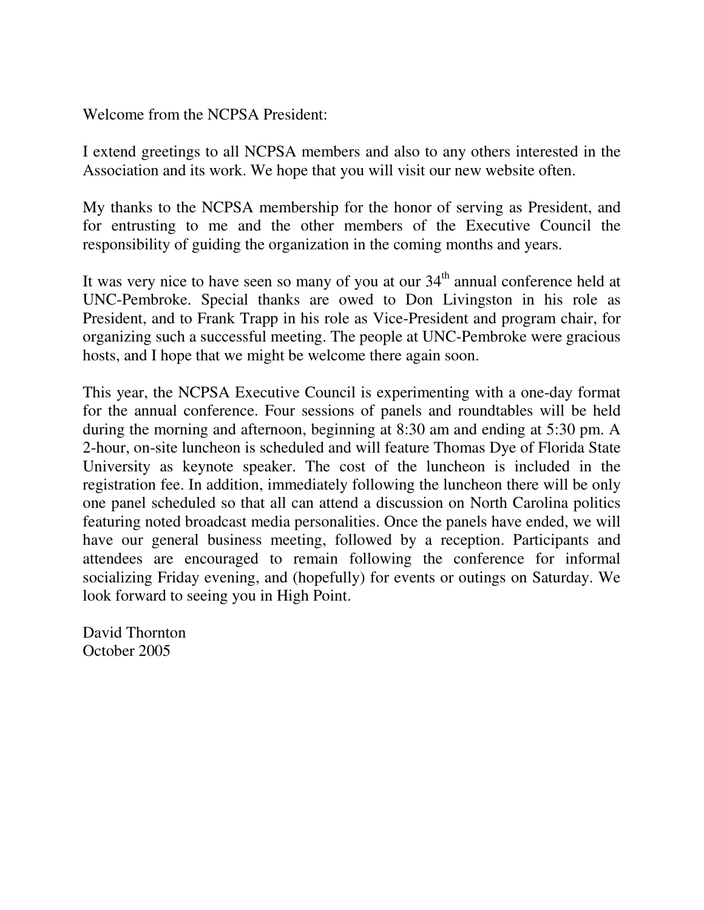Welcome from the NCPSA President:

I extend greetings to all NCPSA members and also to any others interested in the Association and its work. We hope that you will visit our new website often.

My thanks to the NCPSA membership for the honor of serving as President, and for entrusting to me and the other members of the Executive Council the responsibility of guiding the organization in the coming months and years.

It was very nice to have seen so many of you at our 34th annual conference held at UNC-Pembroke. Special thanks are owed to Don Livingston in his role as President, and to Frank Trapp in his role as Vice-President and program chair, for organizing such a successful meeting. The people at UNC-Pembroke were gracious hosts, and I hope that we might be welcome there again soon.

This year, the NCPSA Executive Council is experimenting with a one-day format for the annual conference. Four sessions of panels and roundtables will be held during the morning and afternoon, beginning at 8:30 am and ending at 5:30 pm. A 2-hour, on-site luncheon is scheduled and will feature Thomas Dye of Florida State University as keynote speaker. The cost of the luncheon is included in the registration fee. In addition, immediately following the luncheon there will be only one panel scheduled so that all can attend a discussion on North Carolina politics featuring noted broadcast media personalities. Once the panels have ended, we will have our general business meeting, followed by a reception. Participants and attendees are encouraged to remain following the conference for informal socializing Friday evening, and (hopefully) for events or outings on Saturday. We look forward to seeing you in High Point.

David Thornton
October 2005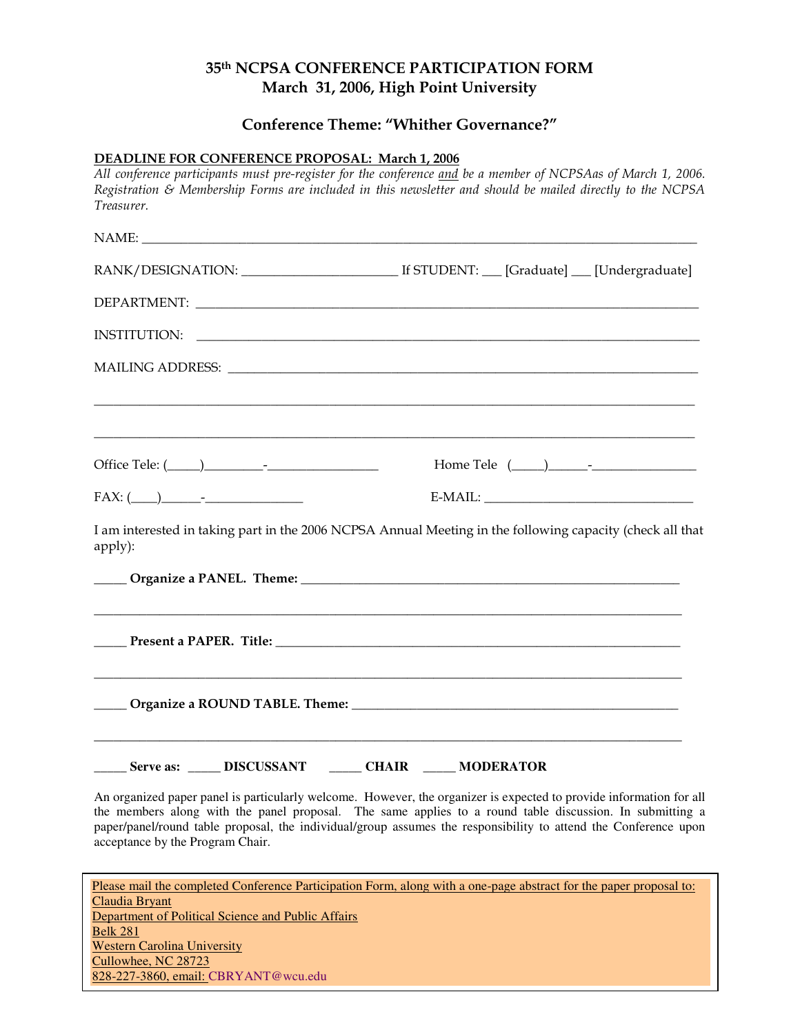# 35th NCPSA CONFERENCE PARTICIPATION FORM
## March 31, 2006, High Point University

## Conference Theme: "Whither Governance?"

**DEADLINE FOR CONFERENCE PROPOSAL: March 1, 2006**

*All conference participants must pre-register for the conference and be a member of NCPSAas of March 1, 2006. Registration & Membership Forms are included in this newsletter and should be mailed directly to the NCPSA Treasurer.*

NAME: ______________________________________________________________________

RANK/DESIGNATION: ____________________ If STUDENT: ___ [Graduate] ___ [Undergraduate]

DEPARTMENT: ________________________________________________________________

INSTITUTION: ________________________________________________________________

MAILING ADDRESS: ____________________________________________________________

____________________________________________________________________________

____________________________________________________________________________

Office Tele: (_____)_________-________________ Home Tele (_____)______-________________

FAX: (____)______-_______________ E-MAIL: ________________________________

I am interested in taking part in the 2006 NCPSA Annual Meeting in the following capacity (check all that apply):

**_____ Organize a PANEL. Theme:** ___________________________________________________

____________________________________________________________________________

**_____ Present a PAPER. Title:** _____________________________________________________

____________________________________________________________________________

**_____ Organize a ROUND TABLE. Theme:** ___________________________________________

____________________________________________________________________________

**_____ Serve as: _____ DISCUSSANT _____ CHAIR _____ MODERATOR**

An organized paper panel is particularly welcome. However, the organizer is expected to provide information for all the members along with the panel proposal. The same applies to a round table discussion. In submitting a paper/panel/round table proposal, the individual/group assumes the responsibility to attend the Conference upon acceptance by the Program Chair.

Please mail the completed Conference Participation Form, along with a one-page abstract for the paper proposal to:
Claudia Bryant
Department of Political Science and Public Affairs
Belk 281
Western Carolina University
Cullowhee, NC 28723
828-227-3860, email: CBRYANT@wcu.edu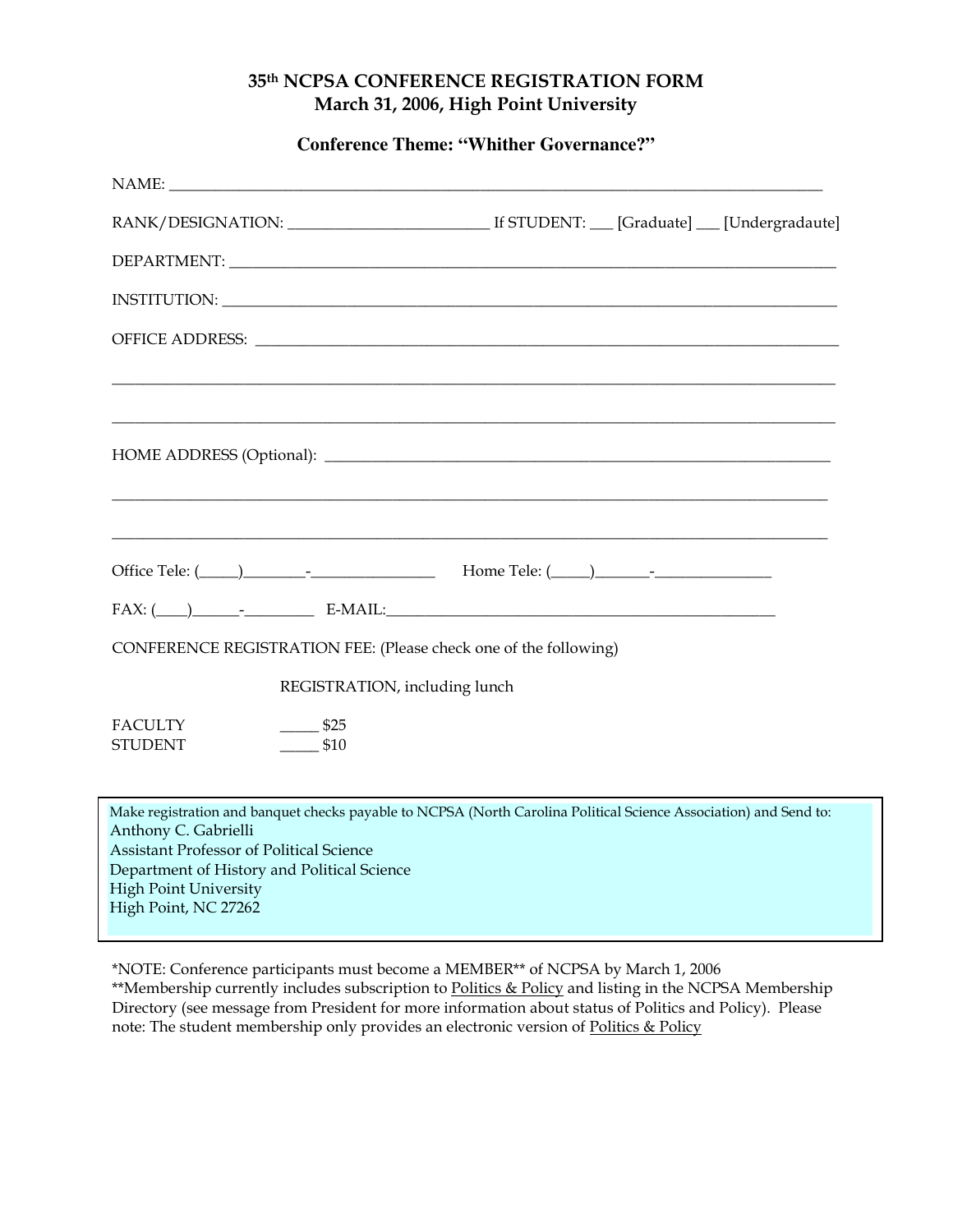# 35th NCPSA CONFERENCE REGISTRATION FORM
## March 31, 2006, High Point University

### Conference Theme: "Whither Governance?"

NAME: ______________________________________________________________________________

RANK/DESIGNATION: _________________________ If STUDENT: ___ [Graduate] ___ [Undergradaute]

DEPARTMENT: ______________________________________________________________________

INSTITUTION: _______________________________________________________________________

OFFICE ADDRESS: ___________________________________________________________________

_____________________________________________________________________________________

_____________________________________________________________________________________

HOME ADDRESS (Optional): ____________________________________________________________

_____________________________________________________________________________________

_____________________________________________________________________________________

Office Tele: (_____)________-________________ Home Tele: (_____)_______-_______________

FAX: (____)______-_________ E-MAIL:__________________________________________________

CONFERENCE REGISTRATION FEE: (Please check one of the following)

REGISTRATION, including lunch

FACULTY _____ $25
STUDENT _____ $10

Make registration and banquet checks payable to NCPSA (North Carolina Political Science Association) and Send to:
Anthony C. Gabrielli
Assistant Professor of Political Science
Department of History and Political Science
High Point University
High Point, NC 27262

*NOTE: Conference participants must become a MEMBER** of NCPSA by March 1, 2006
**Membership currently includes subscription to Politics & Policy and listing in the NCPSA Membership Directory (see message from President for more information about status of Politics and Policy). Please note: The student membership only provides an electronic version of Politics & Policy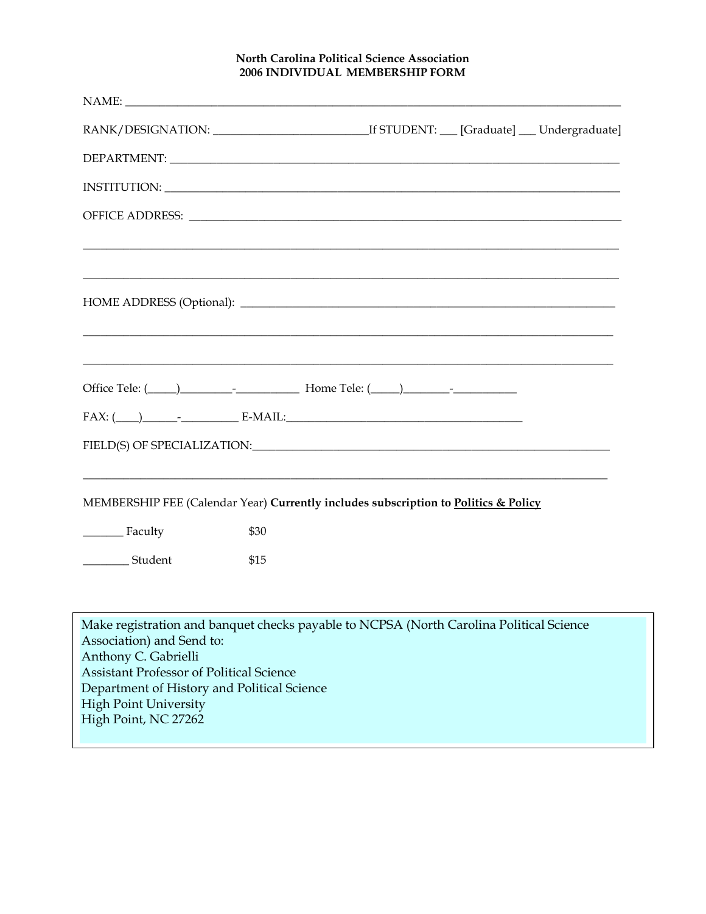**North Carolina Political Science Association**
**2006 INDIVIDUAL MEMBERSHIP FORM**

NAME: ______________________________________________________________________________

RANK/DESIGNATION: __________________________If STUDENT: ___ [Graduate] ___ Undergraduate]

DEPARTMENT: _________________________________________________________________________

INSTITUTION: _________________________________________________________________________

OFFICE ADDRESS: ______________________________________________________________________

______________________________________________________________________________________

______________________________________________________________________________________

HOME ADDRESS (Optional): ______________________________________________________________

______________________________________________________________________________________

______________________________________________________________________________________

Office Tele: (_____)_________-___________ Home Tele: (_____)________-___________

FAX: (____)______-__________ E-MAIL:________________________________________

FIELD(S) OF SPECIALIZATION:______________________________________________________________

______________________________________________________________________________________

MEMBERSHIP FEE (Calendar Year) **Currently includes subscription to <u>Politics & Policy</u>**

_______ Faculty $30

________ Student $15

Make registration and banquet checks payable to NCPSA (North Carolina Political Science Association) and Send to:
Anthony C. Gabrielli
Assistant Professor of Political Science
Department of History and Political Science
High Point University
High Point, NC 27262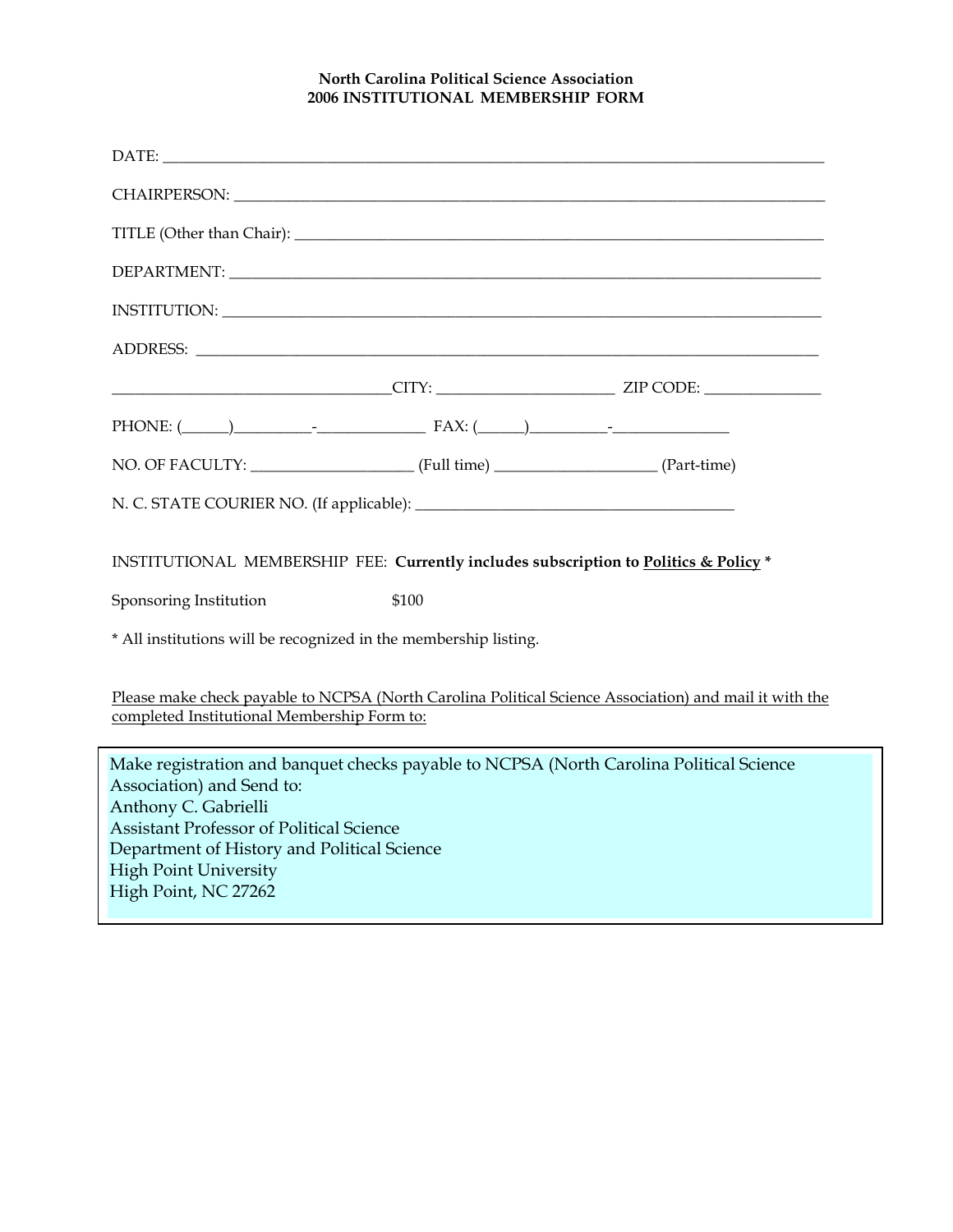**North Carolina Political Science Association**
**2006 INSTITUTIONAL MEMBERSHIP FORM**

DATE: ____________________________________________________________________________________

CHAIRPERSON: ____________________________________________________________________________

TITLE (Other than Chair): _________________________________________________________________

DEPARTMENT: _____________________________________________________________________________

INSTITUTION: ____________________________________________________________________________

ADDRESS: _______________________________________________________________________________

___________________________________CITY: _______________________ ZIP CODE: _______________

PHONE: (______)__________-______________ FAX: (______)__________-_______________

NO. OF FACULTY: _____________________ (Full time) _____________________ (Part-time)

N. C. STATE COURIER NO. (If applicable): __________________________________________

INSTITUTIONAL MEMBERSHIP FEE: **Currently includes subscription to Politics & Policy** *

Sponsoring Institution $100

* All institutions will be recognized in the membership listing.

Please make check payable to NCPSA (North Carolina Political Science Association) and mail it with the completed Institutional Membership Form to:

Make registration and banquet checks payable to NCPSA (North Carolina Political Science Association) and Send to:
Anthony C. Gabrielli
Assistant Professor of Political Science
Department of History and Political Science
High Point University
High Point, NC 27262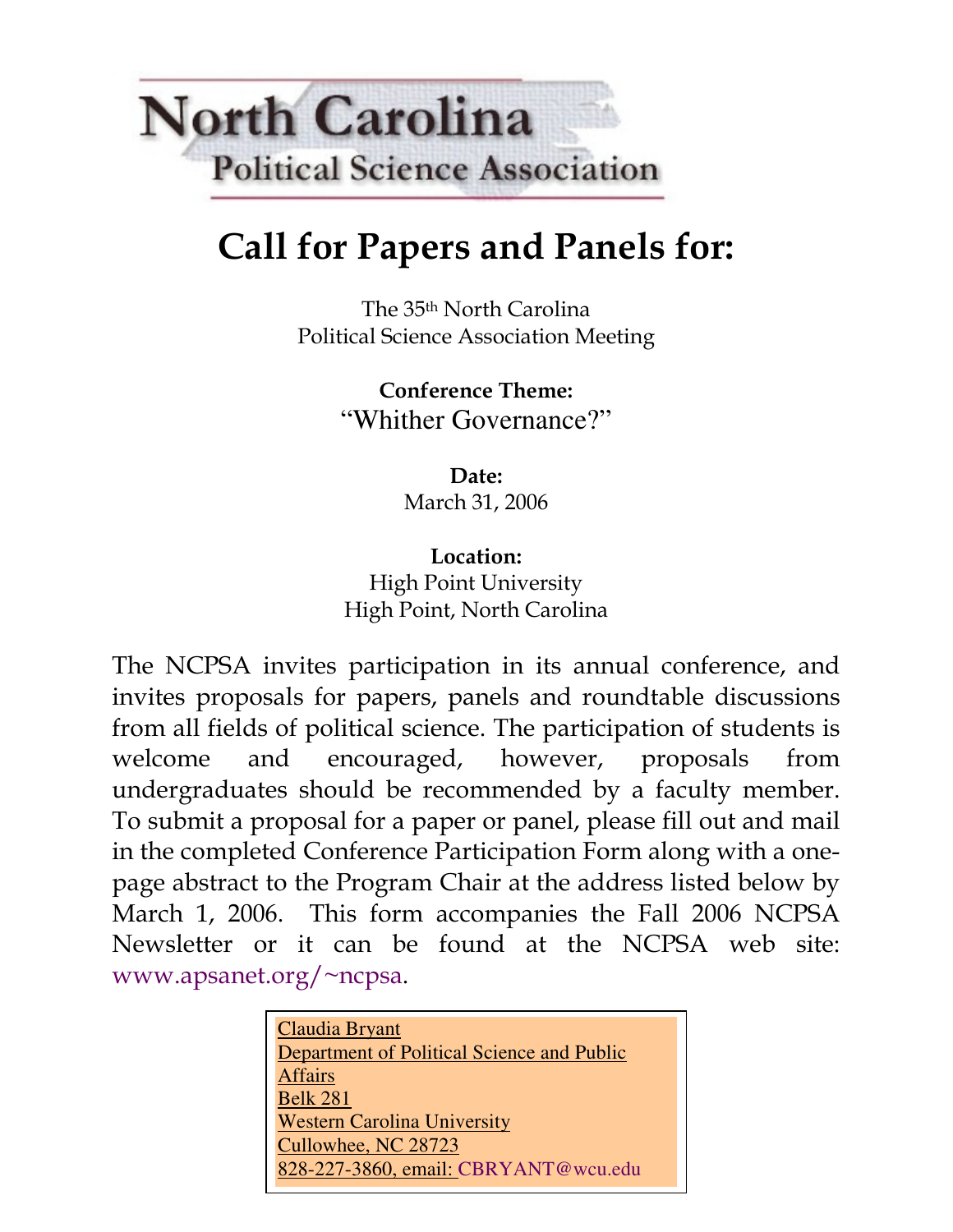# North Carolina Political Science Association

## Call for Papers and Panels for:

The 35th North Carolina
Political Science Association Meeting

**Conference Theme:**
"Whither Governance?"

**Date:**
March 31, 2006

**Location:**
High Point University
High Point, North Carolina

The NCPSA invites participation in its annual conference, and invites proposals for papers, panels and roundtable discussions from all fields of political science. The participation of students is welcome and encouraged, however, proposals from undergraduates should be recommended by a faculty member. To submit a proposal for a paper or panel, please fill out and mail in the completed Conference Participation Form along with a one-page abstract to the Program Chair at the address listed below by March 1, 2006. This form accompanies the Fall 2006 NCPSA Newsletter or it can be found at the NCPSA web site: www.apsanet.org/~ncpsa.

Claudia Bryant
Department of Political Science and Public Affairs
Belk 281
Western Carolina University
Cullowhee, NC 28723
828-227-3860, email: CBRYANT@wcu.edu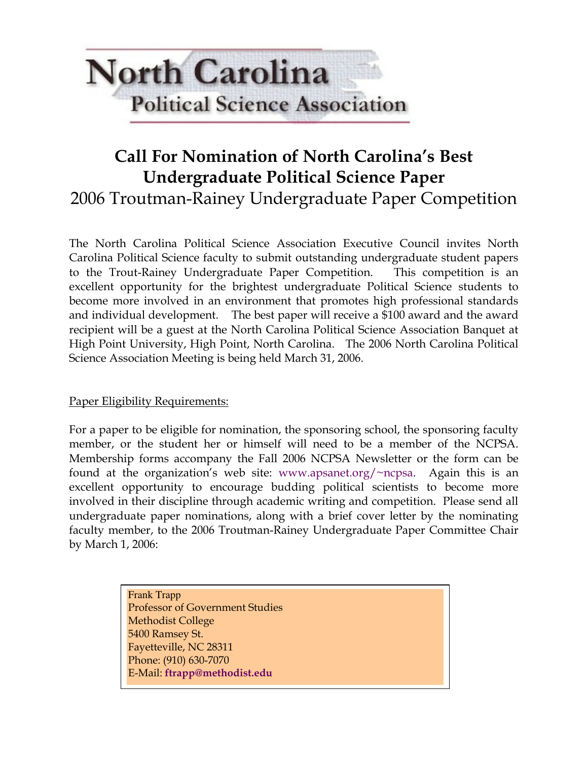# North Carolina Political Science Association

## Call For Nomination of North Carolina's Best Undergraduate Political Science Paper

2006 Troutman-Rainey Undergraduate Paper Competition

The North Carolina Political Science Association Executive Council invites North Carolina Political Science faculty to submit outstanding undergraduate student papers to the Trout-Rainey Undergraduate Paper Competition. This competition is an excellent opportunity for the brightest undergraduate Political Science students to become more involved in an environment that promotes high professional standards and individual development. The best paper will receive a $100 award and the award recipient will be a guest at the North Carolina Political Science Association Banquet at High Point University, High Point, North Carolina. The 2006 North Carolina Political Science Association Meeting is being held March 31, 2006.

Paper Eligibility Requirements:

For a paper to be eligible for nomination, the sponsoring school, the sponsoring faculty member, or the student her or himself will need to be a member of the NCPSA. Membership forms accompany the Fall 2006 NCPSA Newsletter or the form can be found at the organization's web site: www.apsanet.org/~ncpsa. Again this is an excellent opportunity to encourage budding political scientists to become more involved in their discipline through academic writing and competition. Please send all undergraduate paper nominations, along with a brief cover letter by the nominating faculty member, to the 2006 Troutman-Rainey Undergraduate Paper Committee Chair by March 1, 2006:

Frank Trapp
Professor of Government Studies
Methodist College
5400 Ramsey St.
Fayetteville, NC 28311
Phone: (910) 630-7070
E-Mail: **ftrapp@methodist.edu**